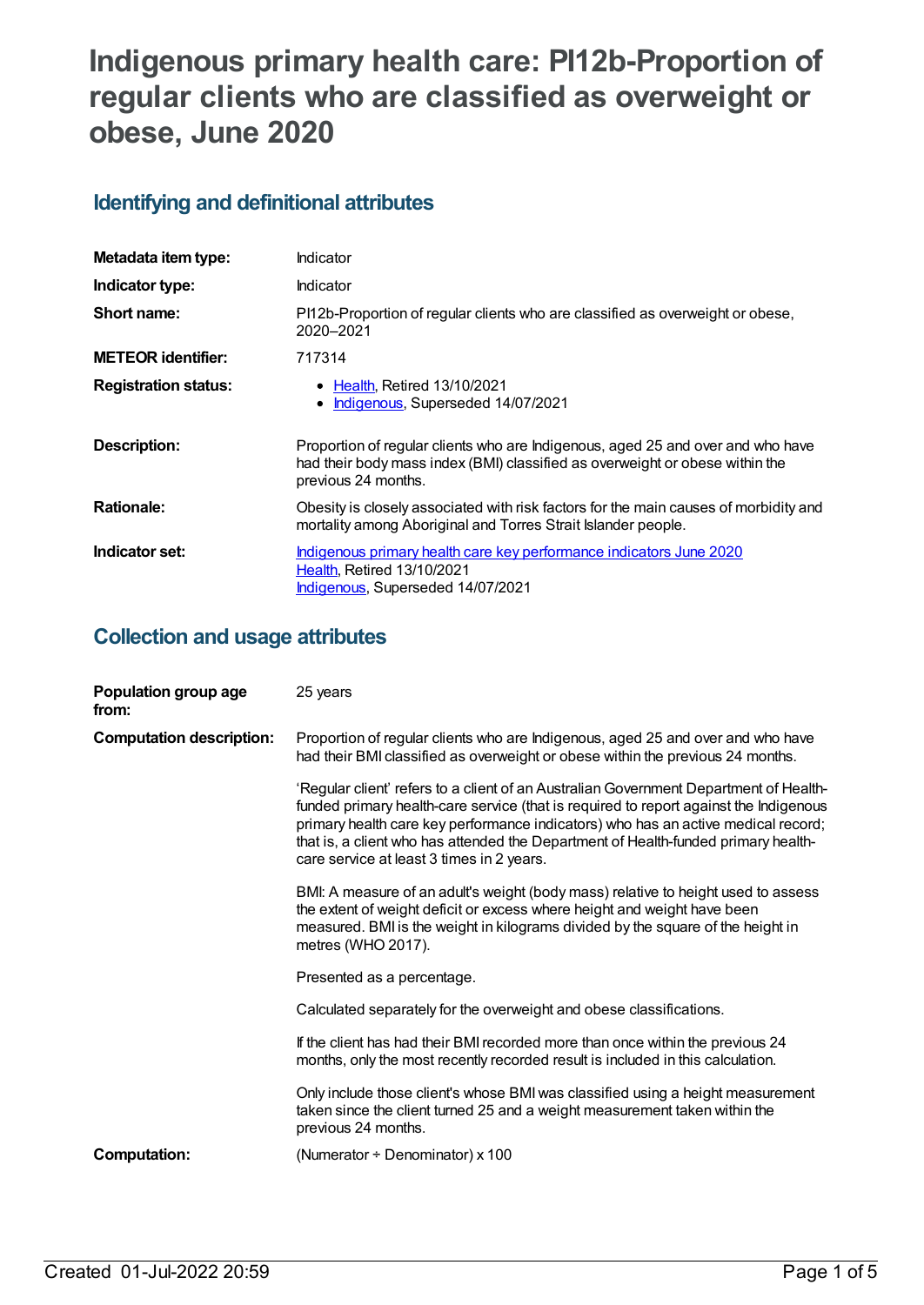# Indigenous primary health care: PI12b-Proportion of regular clients who are classified as overweight or obese, June 2020

## Identifying and definitional attributes

| | |
|---|---|
| **Metadata item type:** | Indicator |
| **Indicator type:** | Indicator |
| **Short name:** | PI12b-Proportion of regular clients who are classified as overweight or obese, 2020–2021 |
| **METEOR identifier:** | 717314 |
| **Registration status:** | - Health, Retired 13/10/2021<br>- Indigenous, Superseded 14/07/2021 |
| **Description:** | Proportion of regular clients who are Indigenous, aged 25 and over and who have had their body mass index (BMI) classified as overweight or obese within the previous 24 months. |
| **Rationale:** | Obesity is closely associated with risk factors for the main causes of morbidity and mortality among Aboriginal and Torres Strait Islander people. |
| **Indicator set:** | Indigenous primary health care key performance indicators June 2020<br>Health, Retired 13/10/2021<br>Indigenous, Superseded 14/07/2021 |

## Collection and usage attributes

**Population group age from:** 25 years

**Computation description:** Proportion of regular clients who are Indigenous, aged 25 and over and who have had their BMI classified as overweight or obese within the previous 24 months.

'Regular client' refers to a client of an Australian Government Department of Health-funded primary health-care service (that is required to report against the Indigenous primary health care key performance indicators) who has an active medical record; that is, a client who has attended the Department of Health-funded primary health-care service at least 3 times in 2 years.

BMI: A measure of an adult's weight (body mass) relative to height used to assess the extent of weight deficit or excess where height and weight have been measured. BMI is the weight in kilograms divided by the square of the height in metres (WHO 2017).

Presented as a percentage.

Calculated separately for the overweight and obese classifications.

If the client has had their BMI recorded more than once within the previous 24 months, only the most recently recorded result is included in this calculation.

Only include those client's whose BMI was classified using a height measurement taken since the client turned 25 and a weight measurement taken within the previous 24 months.

**Computation:** (Numerator ÷ Denominator) x 100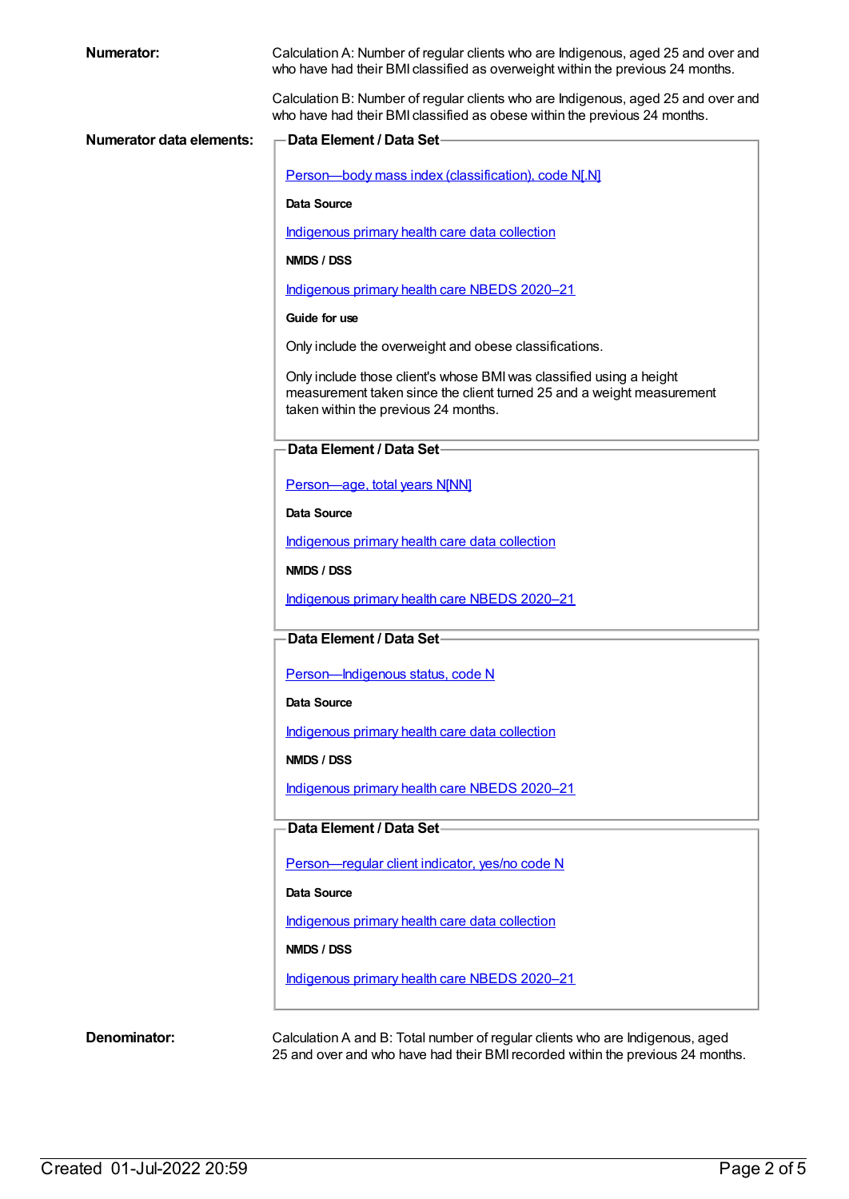**Numerator:**

Calculation A: Number of regular clients who are Indigenous, aged 25 and over and who have had their BMI classified as overweight within the previous 24 months.

Calculation B: Number of regular clients who are Indigenous, aged 25 and over and who have had their BMI classified as obese within the previous 24 months.

**Numerator data elements:**

**Data Element / Data Set**

Person—body mass index (classification), code N[.N]

**Data Source**

Indigenous primary health care data collection

**NMDS / DSS**

Indigenous primary health care NBEDS 2020–21

**Guide for use**

Only include the overweight and obese classifications.

Only include those client's whose BMI was classified using a height measurement taken since the client turned 25 and a weight measurement taken within the previous 24 months.

**Data Element / Data Set**

Person—age, total years N[NN]

**Data Source**

Indigenous primary health care data collection

**NMDS / DSS**

Indigenous primary health care NBEDS 2020–21

**Data Element / Data Set**

Person—Indigenous status, code N

**Data Source**

Indigenous primary health care data collection

**NMDS / DSS**

Indigenous primary health care NBEDS 2020–21

**Data Element / Data Set**

Person—regular client indicator, yes/no code N

**Data Source**

Indigenous primary health care data collection

**NMDS / DSS**

Indigenous primary health care NBEDS 2020–21

**Denominator:**

Calculation A and B: Total number of regular clients who are Indigenous, aged 25 and over and who have had their BMI recorded within the previous 24 months.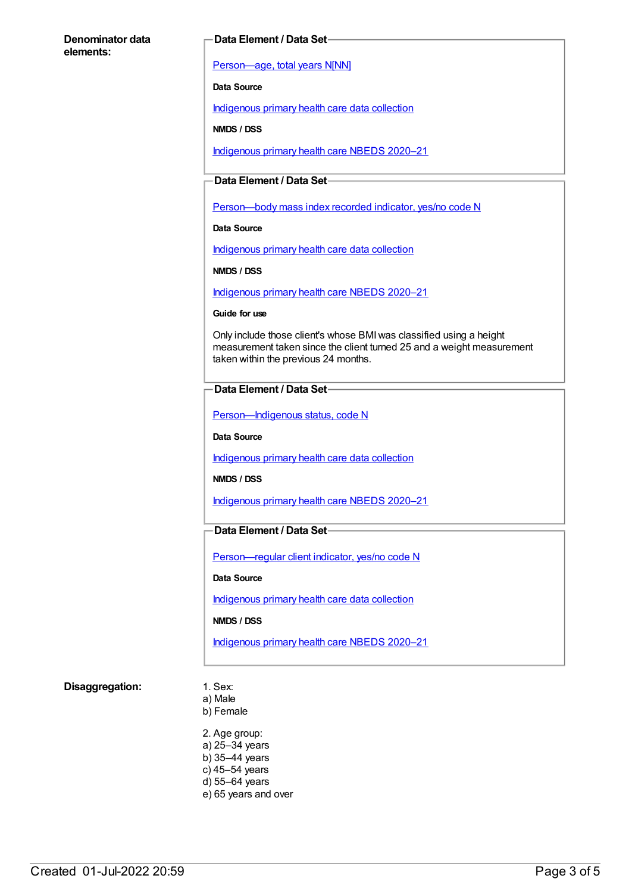**Denominator data elements:**

**Data Element / Data Set**

Person—age, total years N[NN]

**Data Source**

Indigenous primary health care data collection

**NMDS / DSS**

Indigenous primary health care NBEDS 2020–21

**Data Element / Data Set**

Person—body mass index recorded indicator, yes/no code N

**Data Source**

Indigenous primary health care data collection

**NMDS / DSS**

Indigenous primary health care NBEDS 2020–21

**Guide for use**

Only include those client's whose BMI was classified using a height measurement taken since the client turned 25 and a weight measurement taken within the previous 24 months.

**Data Element / Data Set**

Person—Indigenous status, code N

**Data Source**

Indigenous primary health care data collection

**NMDS / DSS**

Indigenous primary health care NBEDS 2020–21

**Data Element / Data Set**

Person—regular client indicator, yes/no code N

**Data Source**

Indigenous primary health care data collection

**NMDS / DSS**

Indigenous primary health care NBEDS 2020–21

**Disaggregation:**

1. Sex:
a) Male
b) Female

2. Age group:
a) 25–34 years
b) 35–44 years
c) 45–54 years
d) 55–64 years
e) 65 years and over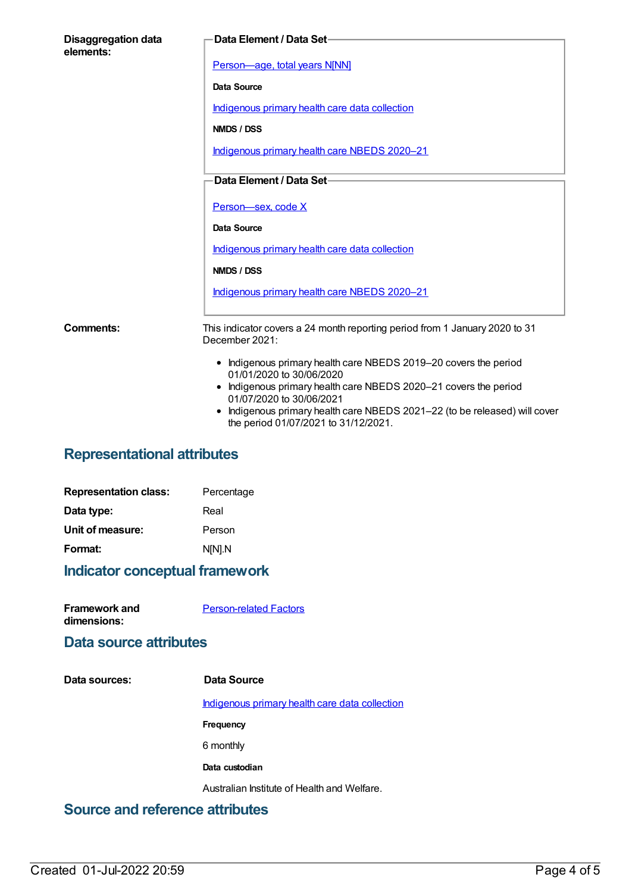**Disaggregation data elements:**

**Data Element / Data Set**

Person—age, total years N[NN]

**Data Source**

Indigenous primary health care data collection

**NMDS / DSS**

Indigenous primary health care NBEDS 2020–21

**Data Element / Data Set**

Person—sex, code X

**Data Source**

Indigenous primary health care data collection

**NMDS / DSS**

Indigenous primary health care NBEDS 2020–21

**Comments:**

This indicator covers a 24 month reporting period from 1 January 2020 to 31 December 2021:

- Indigenous primary health care NBEDS 2019–20 covers the period 01/01/2020 to 30/06/2020
- Indigenous primary health care NBEDS 2020–21 covers the period 01/07/2020 to 30/06/2021
- Indigenous primary health care NBEDS 2021–22 (to be released) will cover the period 01/07/2021 to 31/12/2021.

## Representational attributes

**Representation class:** Percentage

**Data type:** Real

**Unit of measure:** Person

**Format:** N[N].N

## Indicator conceptual framework

**Framework and dimensions:** Person-related Factors

## Data source attributes

**Data sources:**

**Data Source**

Indigenous primary health care data collection

**Frequency**

6 monthly

**Data custodian**

Australian Institute of Health and Welfare.

## Source and reference attributes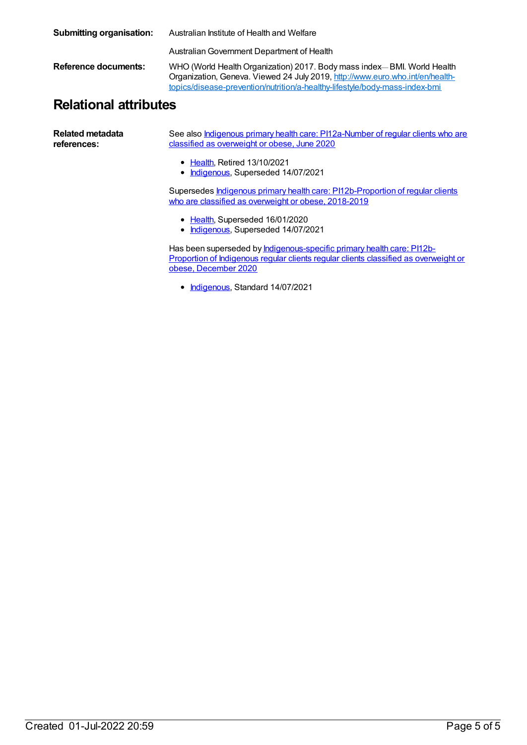**Submitting organisation:** Australian Institute of Health and Welfare

Australian Government Department of Health

**Reference documents:** WHO (World Health Organization) 2017. Body mass index— BMI. World Health Organization, Geneva. Viewed 24 July 2019, http://www.euro.who.int/en/health-topics/disease-prevention/nutrition/a-healthy-lifestyle/body-mass-index-bmi

## Relational attributes

**Related metadata references:**

See also Indigenous primary health care: PI12a-Number of regular clients who are classified as overweight or obese, June 2020

- Health, Retired 13/10/2021
- Indigenous, Superseded 14/07/2021

Supersedes Indigenous primary health care: PI12b-Proportion of regular clients who are classified as overweight or obese, 2018-2019

- Health, Superseded 16/01/2020
- Indigenous, Superseded 14/07/2021

Has been superseded by Indigenous-specific primary health care: PI12b-Proportion of Indigenous regular clients regular clients classified as overweight or obese, December 2020

- Indigenous, Standard 14/07/2021